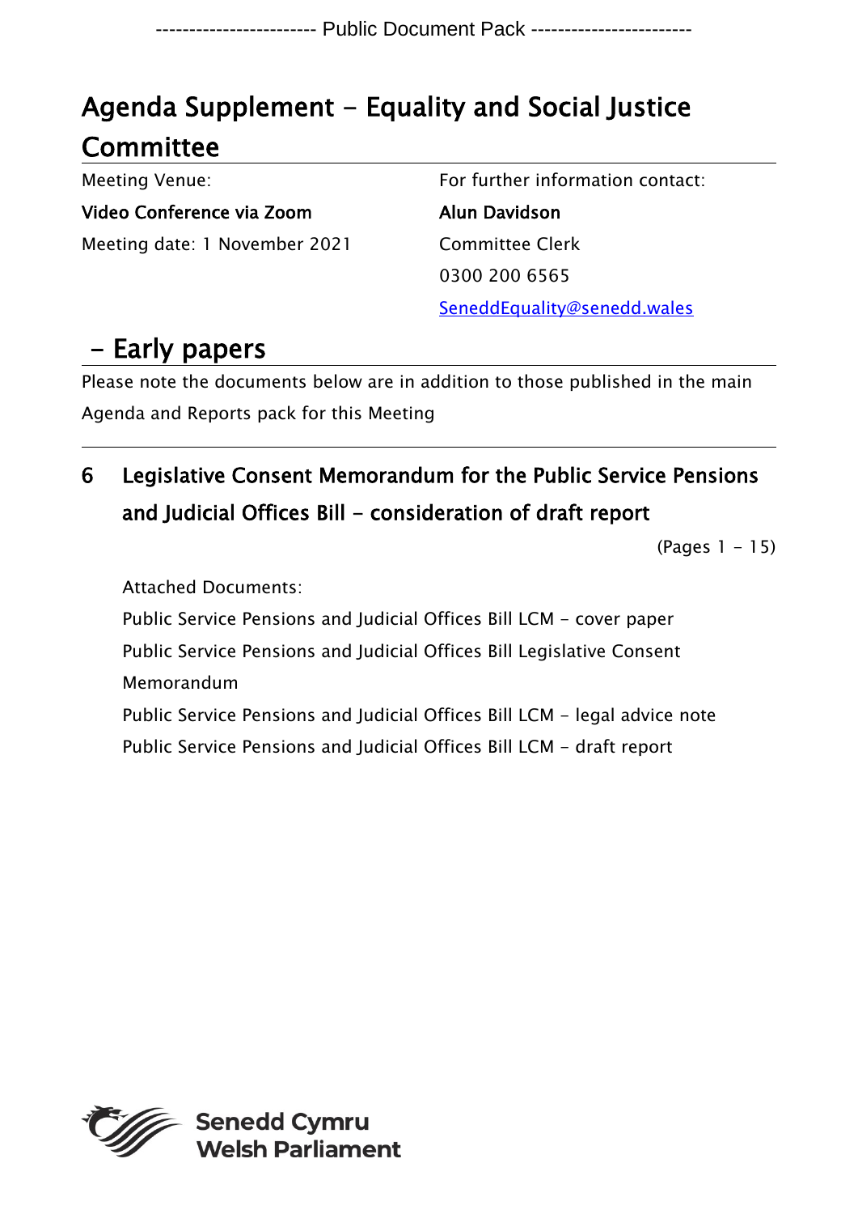------------------------ Public Document Pack ------------------------

# Agenda Supplement - Equality and Social Justice Committee

Meeting Venue:

**Video Conference via Zoom**

Meeting date: 1 November 2021

For further information contact:

**Alun Davidson**

Committee Clerk

0300 200 6565

SeneddEquality@senedd.wales

## - Early papers

Please note the documents below are in addition to those published in the main Agenda and Reports pack for this Meeting

## 6 Legislative Consent Memorandum for the Public Service Pensions and Judicial Offices Bill - consideration of draft report

(Pages 1 - 15)

Attached Documents:

Public Service Pensions and Judicial Offices Bill LCM - cover paper

Public Service Pensions and Judicial Offices Bill Legislative Consent Memorandum

Public Service Pensions and Judicial Offices Bill LCM - legal advice note

Public Service Pensions and Judicial Offices Bill LCM - draft report

**Senedd Cymru**
**Welsh Parliament**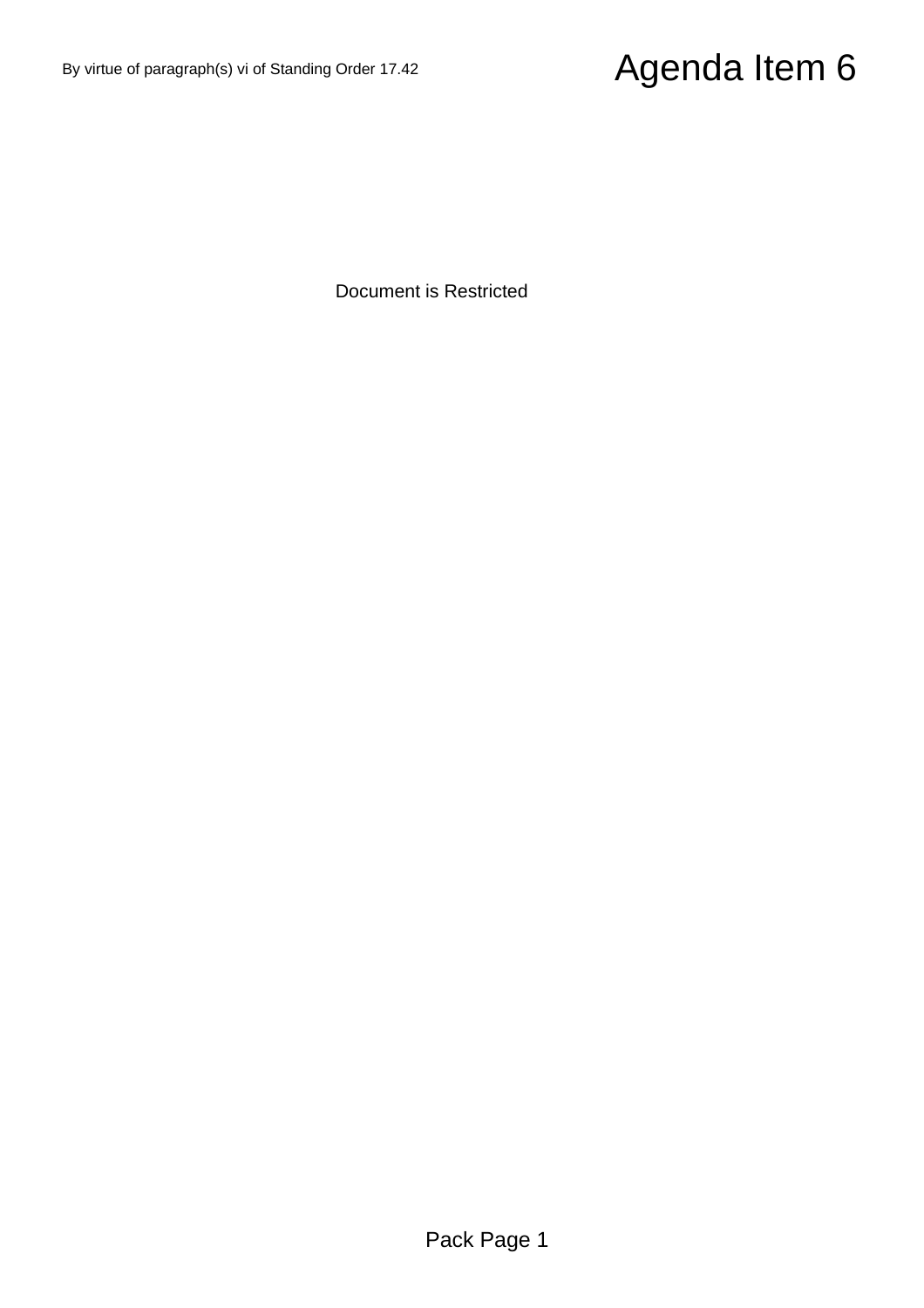By virtue of paragraph(s) vi of Standing Order 17.42

# Agenda Item 6

Document is Restricted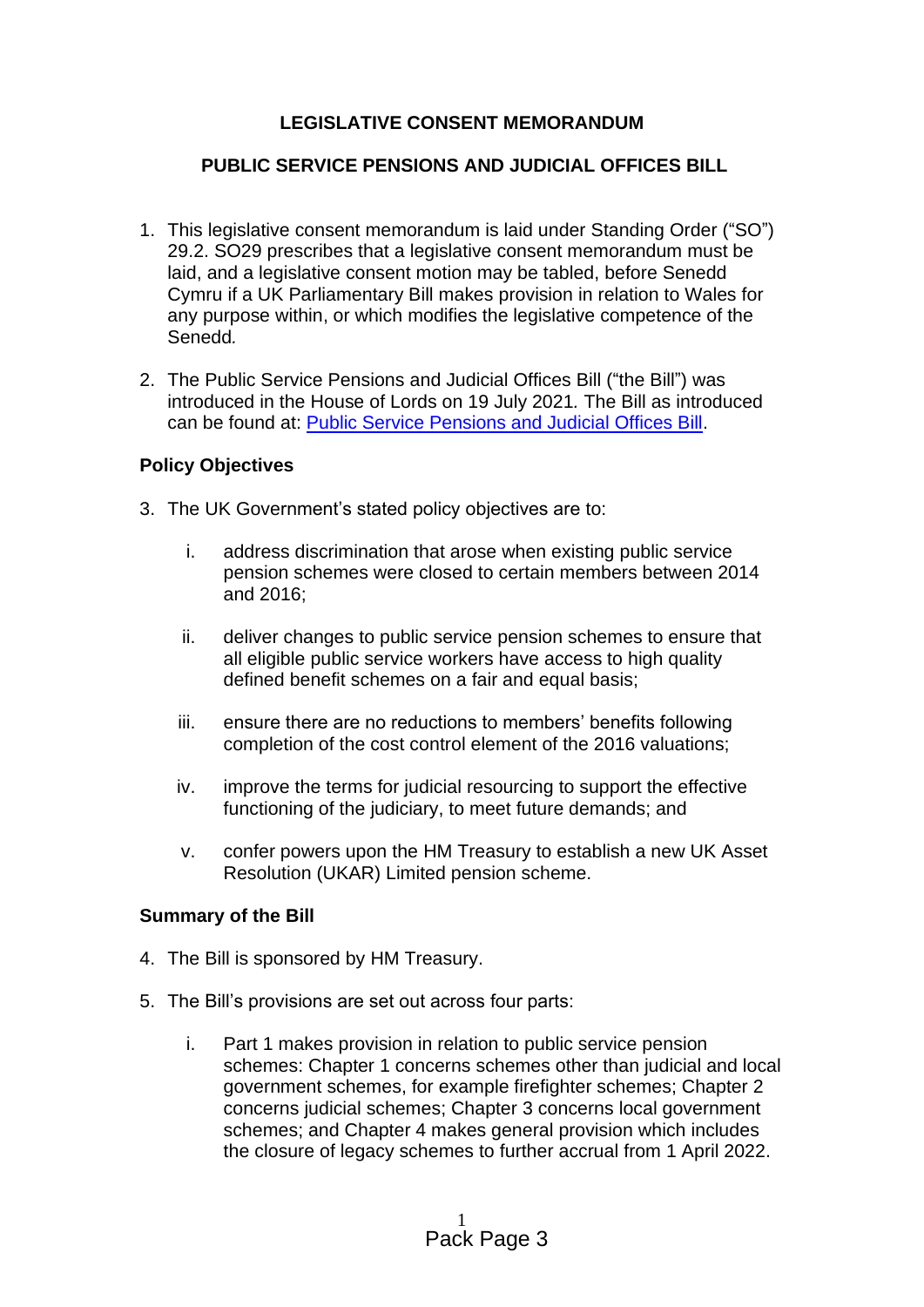# LEGISLATIVE CONSENT MEMORANDUM

## PUBLIC SERVICE PENSIONS AND JUDICIAL OFFICES BILL

1. This legislative consent memorandum is laid under Standing Order ("SO") 29.2. SO29 prescribes that a legislative consent memorandum must be laid, and a legislative consent motion may be tabled, before Senedd Cymru if a UK Parliamentary Bill makes provision in relation to Wales for any purpose within, or which modifies the legislative competence of the Senedd.

2. The Public Service Pensions and Judicial Offices Bill ("the Bill") was introduced in the House of Lords on 19 July 2021. The Bill as introduced can be found at: Public Service Pensions and Judicial Offices Bill.

### Policy Objectives

3. The UK Government's stated policy objectives are to:

   i. address discrimination that arose when existing public service pension schemes were closed to certain members between 2014 and 2016;

   ii. deliver changes to public service pension schemes to ensure that all eligible public service workers have access to high quality defined benefit schemes on a fair and equal basis;

   iii. ensure there are no reductions to members' benefits following completion of the cost control element of the 2016 valuations;

   iv. improve the terms for judicial resourcing to support the effective functioning of the judiciary, to meet future demands; and

   v. confer powers upon the HM Treasury to establish a new UK Asset Resolution (UKAR) Limited pension scheme.

### Summary of the Bill

4. The Bill is sponsored by HM Treasury.

5. The Bill's provisions are set out across four parts:

   i. Part 1 makes provision in relation to public service pension schemes: Chapter 1 concerns schemes other than judicial and local government schemes, for example firefighter schemes; Chapter 2 concerns judicial schemes; Chapter 3 concerns local government schemes; and Chapter 4 makes general provision which includes the closure of legacy schemes to further accrual from 1 April 2022.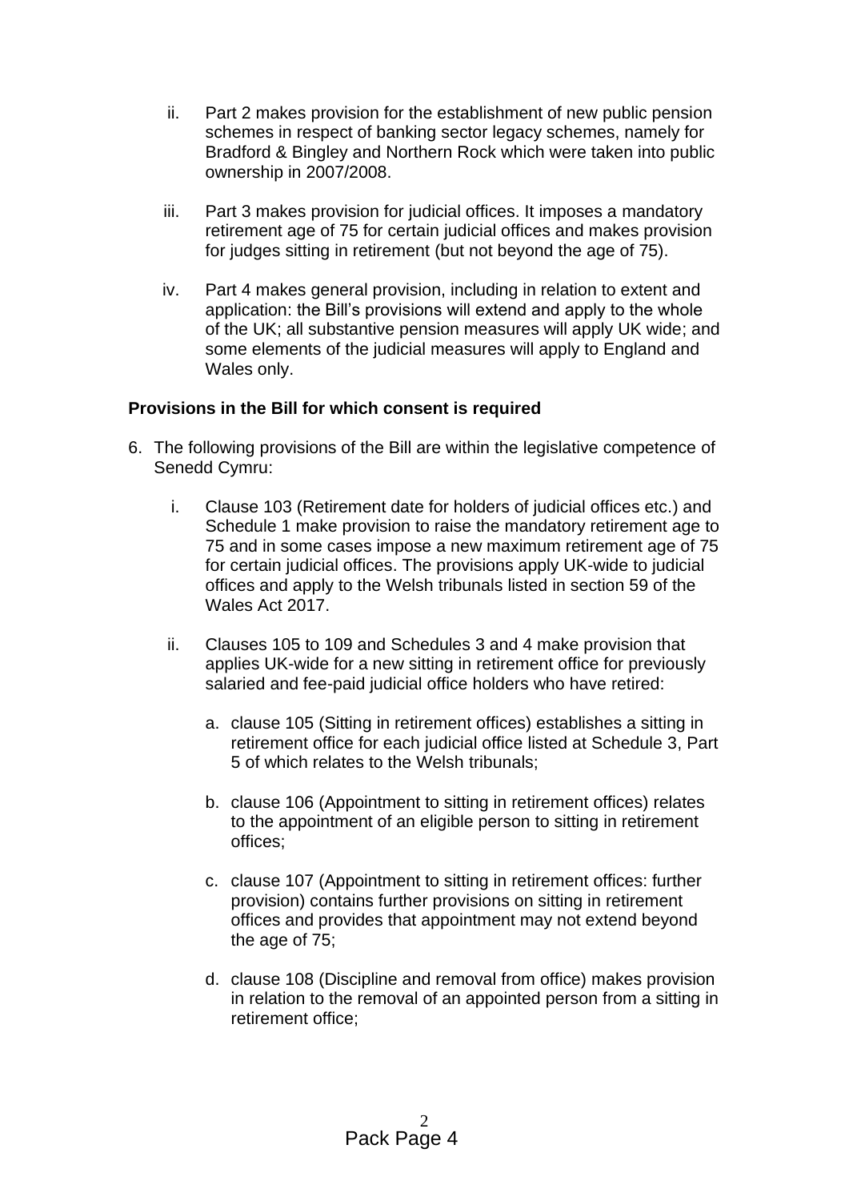ii. Part 2 makes provision for the establishment of new public pension schemes in respect of banking sector legacy schemes, namely for Bradford & Bingley and Northern Rock which were taken into public ownership in 2007/2008.

iii. Part 3 makes provision for judicial offices. It imposes a mandatory retirement age of 75 for certain judicial offices and makes provision for judges sitting in retirement (but not beyond the age of 75).

iv. Part 4 makes general provision, including in relation to extent and application: the Bill's provisions will extend and apply to the whole of the UK; all substantive pension measures will apply UK wide; and some elements of the judicial measures will apply to England and Wales only.

**Provisions in the Bill for which consent is required**

6. The following provisions of the Bill are within the legislative competence of Senedd Cymru:

   i. Clause 103 (Retirement date for holders of judicial offices etc.) and Schedule 1 make provision to raise the mandatory retirement age to 75 and in some cases impose a new maximum retirement age of 75 for certain judicial offices. The provisions apply UK-wide to judicial offices and apply to the Welsh tribunals listed in section 59 of the Wales Act 2017.

   ii. Clauses 105 to 109 and Schedules 3 and 4 make provision that applies UK-wide for a new sitting in retirement office for previously salaried and fee-paid judicial office holders who have retired:

      a. clause 105 (Sitting in retirement offices) establishes a sitting in retirement office for each judicial office listed at Schedule 3, Part 5 of which relates to the Welsh tribunals;

      b. clause 106 (Appointment to sitting in retirement offices) relates to the appointment of an eligible person to sitting in retirement offices;

      c. clause 107 (Appointment to sitting in retirement offices: further provision) contains further provisions on sitting in retirement offices and provides that appointment may not extend beyond the age of 75;

      d. clause 108 (Discipline and removal from office) makes provision in relation to the removal of an appointed person from a sitting in retirement office;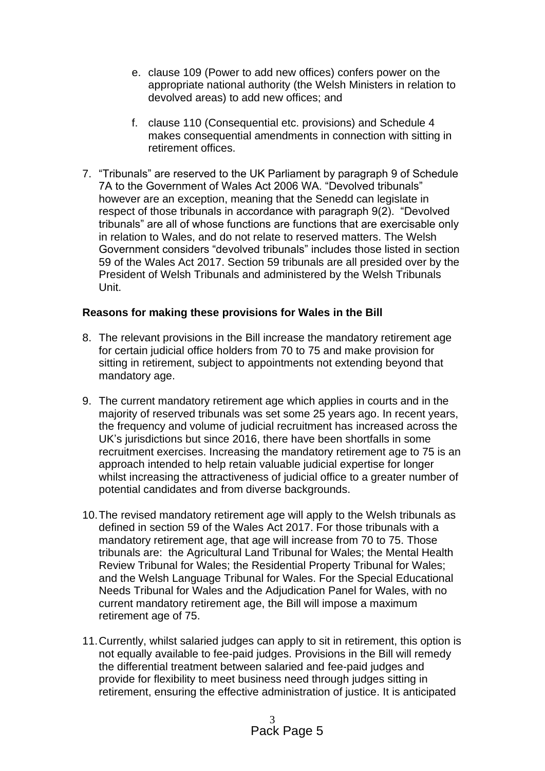e. clause 109 (Power to add new offices) confers power on the appropriate national authority (the Welsh Ministers in relation to devolved areas) to add new offices; and

f. clause 110 (Consequential etc. provisions) and Schedule 4 makes consequential amendments in connection with sitting in retirement offices.

7. "Tribunals" are reserved to the UK Parliament by paragraph 9 of Schedule 7A to the Government of Wales Act 2006 WA. "Devolved tribunals" however are an exception, meaning that the Senedd can legislate in respect of those tribunals in accordance with paragraph 9(2). "Devolved tribunals" are all of whose functions are functions that are exercisable only in relation to Wales, and do not relate to reserved matters. The Welsh Government considers "devolved tribunals" includes those listed in section 59 of the Wales Act 2017. Section 59 tribunals are all presided over by the President of Welsh Tribunals and administered by the Welsh Tribunals Unit.

**Reasons for making these provisions for Wales in the Bill**

8. The relevant provisions in the Bill increase the mandatory retirement age for certain judicial office holders from 70 to 75 and make provision for sitting in retirement, subject to appointments not extending beyond that mandatory age.

9. The current mandatory retirement age which applies in courts and in the majority of reserved tribunals was set some 25 years ago. In recent years, the frequency and volume of judicial recruitment has increased across the UK's jurisdictions but since 2016, there have been shortfalls in some recruitment exercises. Increasing the mandatory retirement age to 75 is an approach intended to help retain valuable judicial expertise for longer whilst increasing the attractiveness of judicial office to a greater number of potential candidates and from diverse backgrounds.

10. The revised mandatory retirement age will apply to the Welsh tribunals as defined in section 59 of the Wales Act 2017. For those tribunals with a mandatory retirement age, that age will increase from 70 to 75. Those tribunals are: the Agricultural Land Tribunal for Wales; the Mental Health Review Tribunal for Wales; the Residential Property Tribunal for Wales; and the Welsh Language Tribunal for Wales. For the Special Educational Needs Tribunal for Wales and the Adjudication Panel for Wales, with no current mandatory retirement age, the Bill will impose a maximum retirement age of 75.

11. Currently, whilst salaried judges can apply to sit in retirement, this option is not equally available to fee-paid judges. Provisions in the Bill will remedy the differential treatment between salaried and fee-paid judges and provide for flexibility to meet business need through judges sitting in retirement, ensuring the effective administration of justice. It is anticipated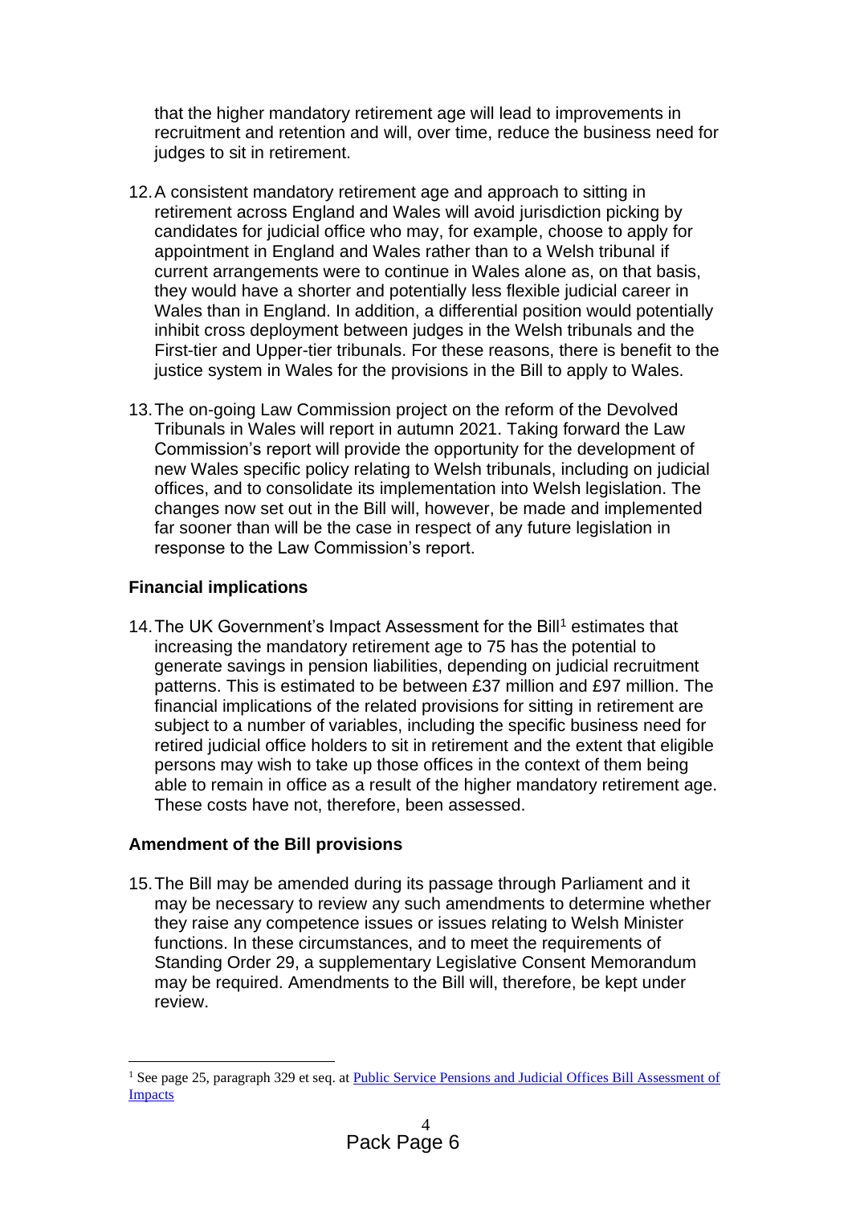that the higher mandatory retirement age will lead to improvements in recruitment and retention and will, over time, reduce the business need for judges to sit in retirement.

12. A consistent mandatory retirement age and approach to sitting in retirement across England and Wales will avoid jurisdiction picking by candidates for judicial office who may, for example, choose to apply for appointment in England and Wales rather than to a Welsh tribunal if current arrangements were to continue in Wales alone as, on that basis, they would have a shorter and potentially less flexible judicial career in Wales than in England. In addition, a differential position would potentially inhibit cross deployment between judges in the Welsh tribunals and the First-tier and Upper-tier tribunals. For these reasons, there is benefit to the justice system in Wales for the provisions in the Bill to apply to Wales.

13. The on-going Law Commission project on the reform of the Devolved Tribunals in Wales will report in autumn 2021. Taking forward the Law Commission's report will provide the opportunity for the development of new Wales specific policy relating to Welsh tribunals, including on judicial offices, and to consolidate its implementation into Welsh legislation. The changes now set out in the Bill will, however, be made and implemented far sooner than will be the case in respect of any future legislation in response to the Law Commission's report.

### Financial implications

14. The UK Government's Impact Assessment for the Bill[1] estimates that increasing the mandatory retirement age to 75 has the potential to generate savings in pension liabilities, depending on judicial recruitment patterns. This is estimated to be between £37 million and £97 million. The financial implications of the related provisions for sitting in retirement are subject to a number of variables, including the specific business need for retired judicial office holders to sit in retirement and the extent that eligible persons may wish to take up those offices in the context of them being able to remain in office as a result of the higher mandatory retirement age. These costs have not, therefore, been assessed.

### Amendment of the Bill provisions

15. The Bill may be amended during its passage through Parliament and it may be necessary to review any such amendments to determine whether they raise any competence issues or issues relating to Welsh Minister functions. In these circumstances, and to meet the requirements of Standing Order 29, a supplementary Legislative Consent Memorandum may be required. Amendments to the Bill will, therefore, be kept under review.

---

[1] See page 25, paragraph 329 et seq. at [Public Service Pensions and Judicial Offices Bill Assessment of Impacts]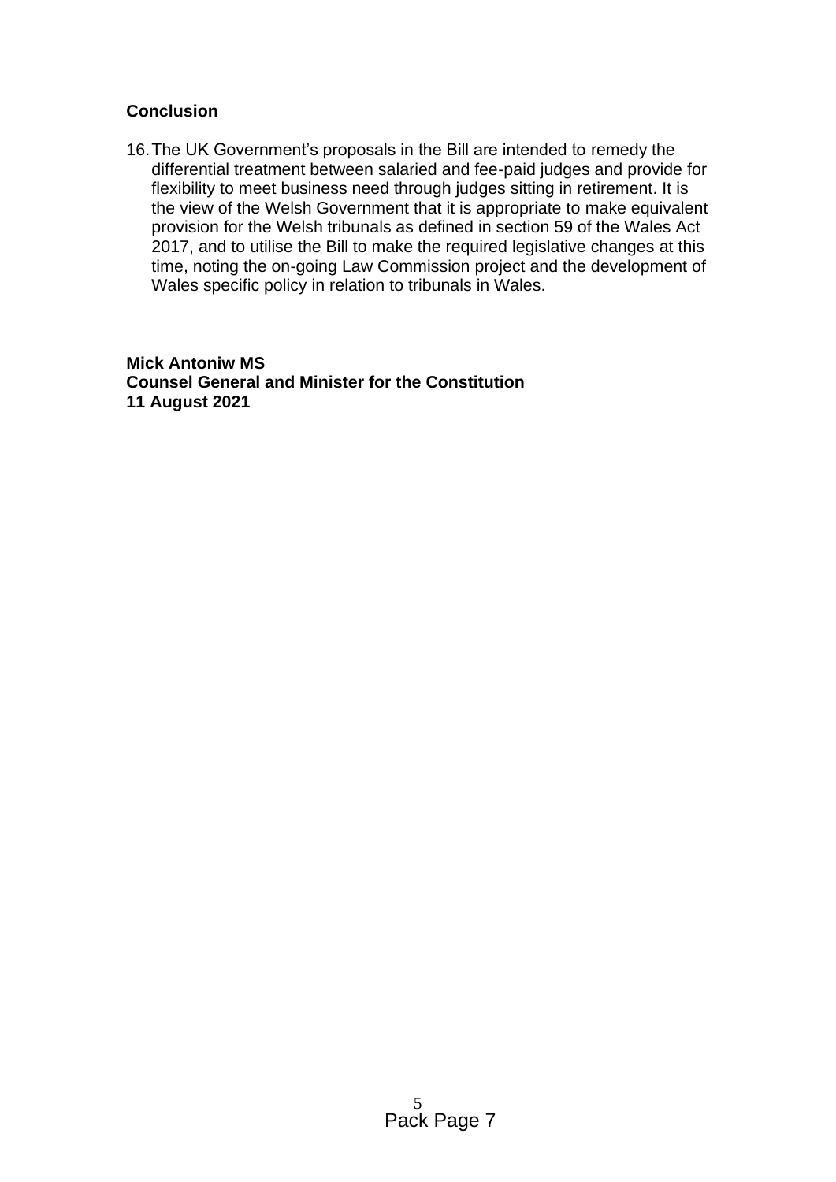## Conclusion

16. The UK Government's proposals in the Bill are intended to remedy the differential treatment between salaried and fee-paid judges and provide for flexibility to meet business need through judges sitting in retirement. It is the view of the Welsh Government that it is appropriate to make equivalent provision for the Welsh tribunals as defined in section 59 of the Wales Act 2017, and to utilise the Bill to make the required legislative changes at this time, noting the on-going Law Commission project and the development of Wales specific policy in relation to tribunals in Wales.

**Mick Antoniw MS**
**Counsel General and Minister for the Constitution**
**11 August 2021**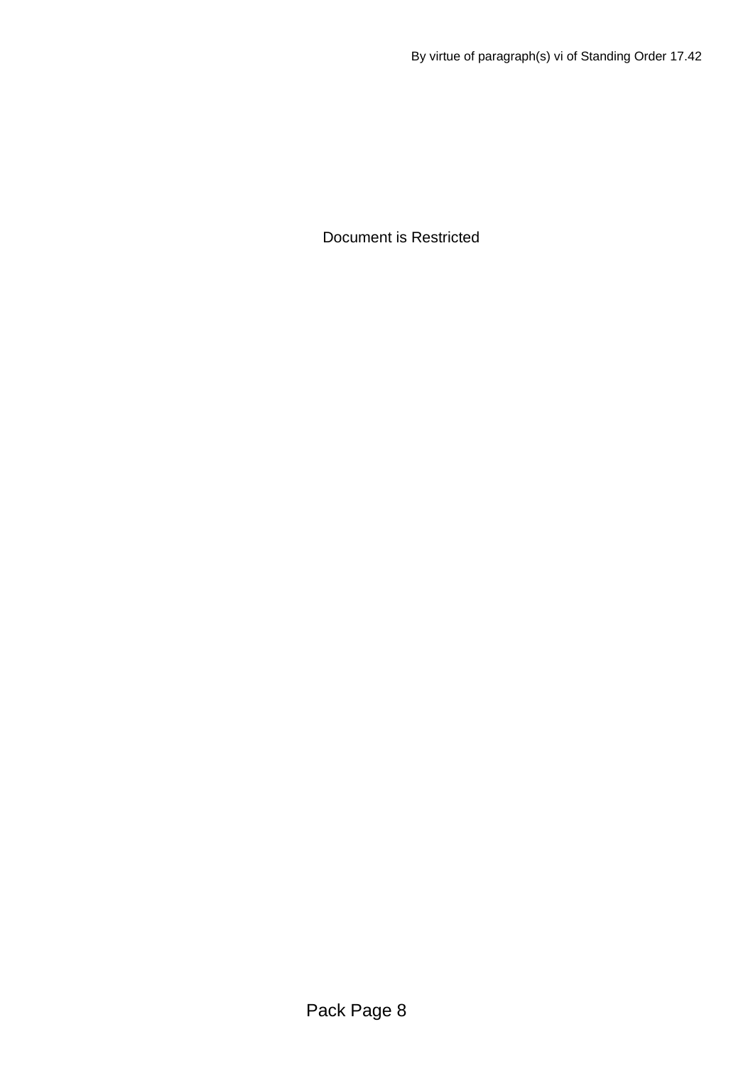By virtue of paragraph(s) vi of Standing Order 17.42

Document is Restricted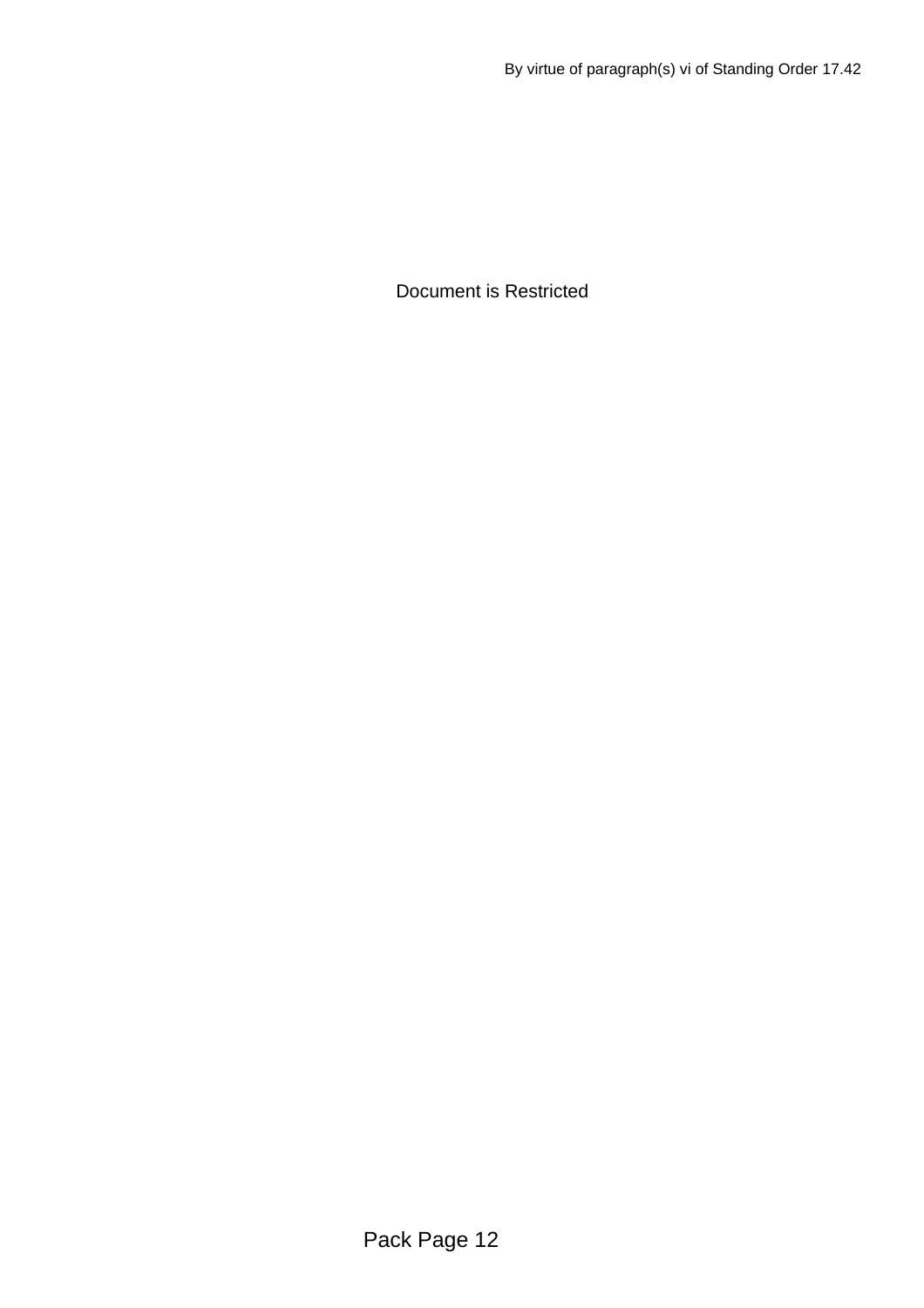By virtue of paragraph(s) vi of Standing Order 17.42

Document is Restricted